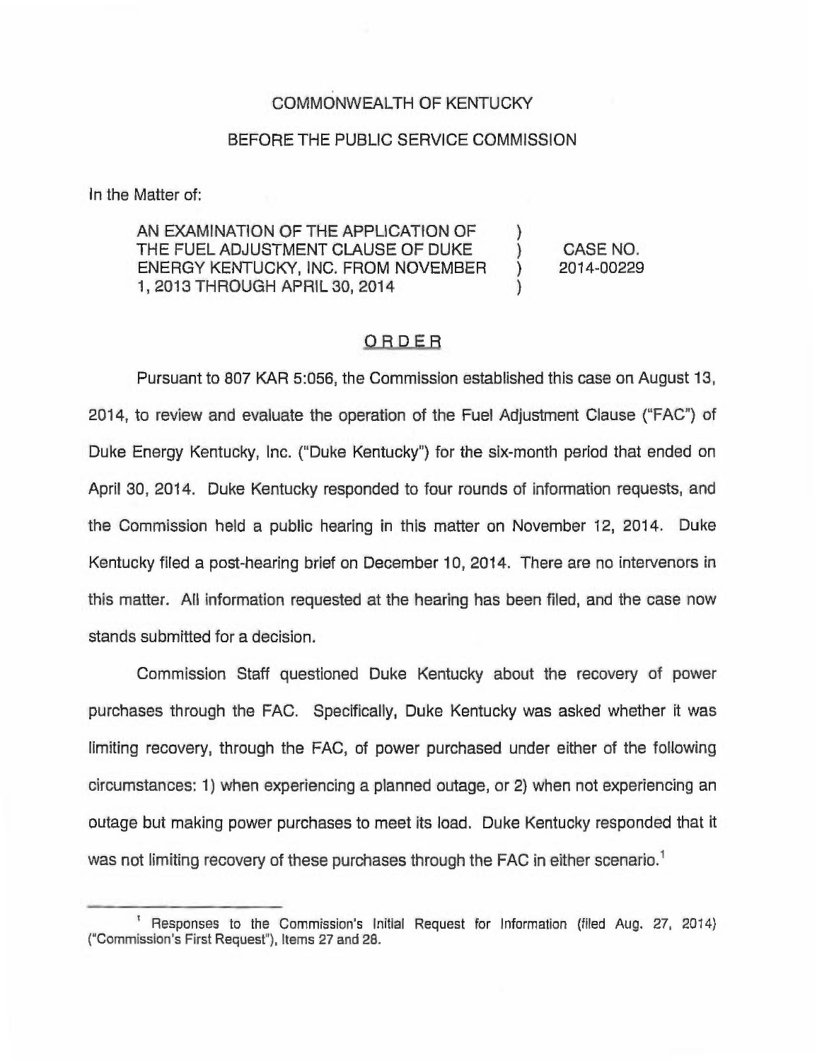COMMONWEALTH OF KENTUCKY

BEFORE THE PUBLIC SERVICE COMMISSION

In the Matter of:

| | | |
|---|---|---|
| AN EXAMINATION OF THE APPLICATION OF THE FUEL ADJUSTMENT CLAUSE OF DUKE ENERGY KENTUCKY, INC. FROM NOVEMBER 1, 2013 THROUGH APRIL 30, 2014 | ) ) ) ) | CASE NO. 2014-00229 |

## ORDER

Pursuant to 807 KAR 5:056, the Commission established this case on August 13, 2014, to review and evaluate the operation of the Fuel Adjustment Clause ("FAC") of Duke Energy Kentucky, Inc. ("Duke Kentucky") for the six-month period that ended on April 30, 2014. Duke Kentucky responded to four rounds of information requests, and the Commission held a public hearing in this matter on November 12, 2014. Duke Kentucky filed a post-hearing brief on December 10, 2014. There are no intervenors in this matter. All information requested at the hearing has been filed, and the case now stands submitted for a decision.

Commission Staff questioned Duke Kentucky about the recovery of power purchases through the FAC. Specifically, Duke Kentucky was asked whether it was limiting recovery, through the FAC, of power purchased under either of the following circumstances: 1) when experiencing a planned outage, or 2) when not experiencing an outage but making power purchases to meet its load. Duke Kentucky responded that it was not limiting recovery of these purchases through the FAC in either scenario.[1]

[1] Responses to the Commission's Initial Request for Information (filed Aug. 27, 2014) ("Commission's First Request"), Items 27 and 28.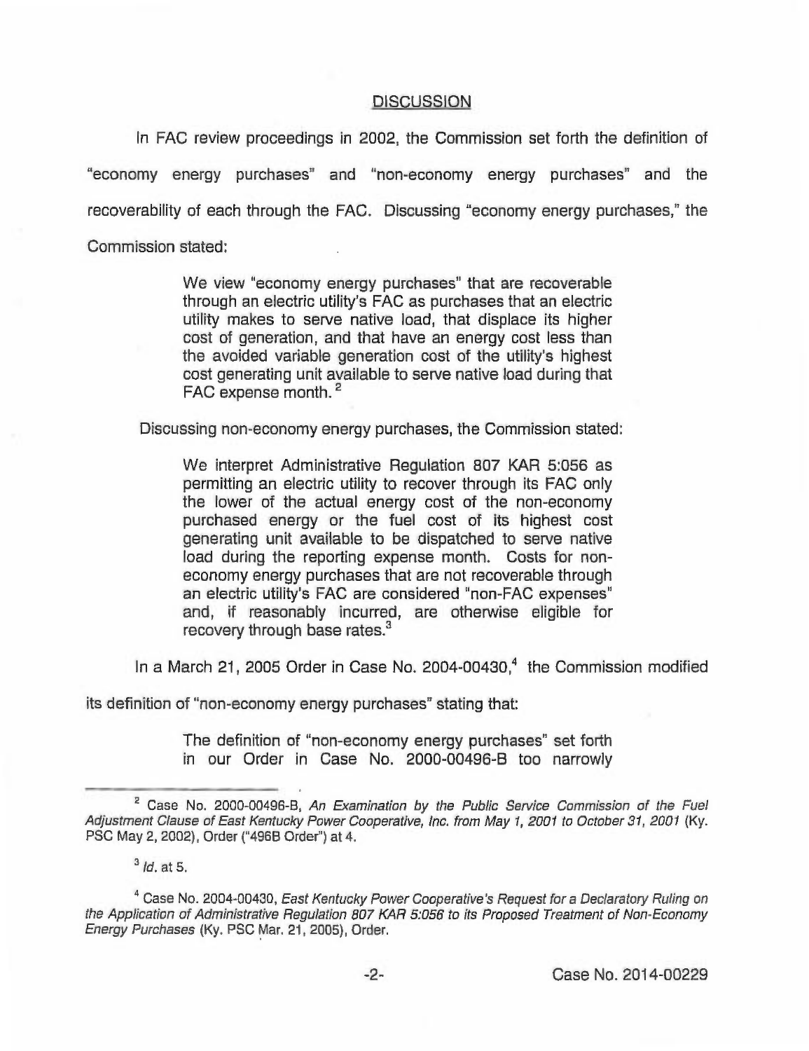## DISCUSSION

In FAC review proceedings in 2002, the Commission set forth the definition of "economy energy purchases" and "non-economy energy purchases" and the recoverability of each through the FAC. Discussing "economy energy purchases," the Commission stated:

> We view "economy energy purchases" that are recoverable through an electric utility's FAC as purchases that an electric utility makes to serve native load, that displace its higher cost of generation, and that have an energy cost less than the avoided variable generation cost of the utility's highest cost generating unit available to serve native load during that FAC expense month. [2]

Discussing non-economy energy purchases, the Commission stated:

> We interpret Administrative Regulation 807 KAR 5:056 as permitting an electric utility to recover through its FAC only the lower of the actual energy cost of the non-economy purchased energy or the fuel cost of its highest cost generating unit available to be dispatched to serve native load during the reporting expense month. Costs for non-economy energy purchases that are not recoverable through an electric utility's FAC are considered "non-FAC expenses" and, if reasonably incurred, are otherwise eligible for recovery through base rates.[3]

In a March 21, 2005 Order in Case No. 2004-00430,[4] the Commission modified its definition of "non-economy energy purchases" stating that:

> The definition of "non-economy energy purchases" set forth in our Order in Case No. 2000-00496-B too narrowly

---

[2] Case No. 2000-00496-B, *An Examination by the Public Service Commission of the Fuel Adjustment Clause of East Kentucky Power Cooperative, Inc. from May 1, 2001 to October 31, 2001* (Ky. PSC May 2, 2002), Order ("496B Order") at 4.

[3] *Id.* at 5.

[4] Case No. 2004-00430, *East Kentucky Power Cooperative's Request for a Declaratory Ruling on the Application of Administrative Regulation 807 KAR 5:056 to its Proposed Treatment of Non-Economy Energy Purchases* (Ky. PSC Mar. 21, 2005), Order.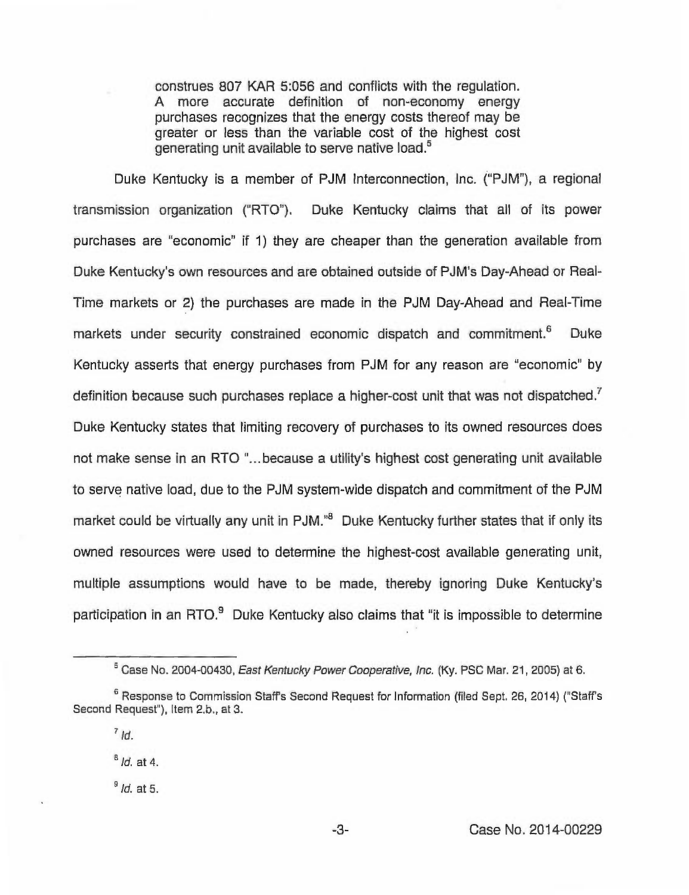> construes 807 KAR 5:056 and conflicts with the regulation. A more accurate definition of non-economy energy purchases recognizes that the energy costs thereof may be greater or less than the variable cost of the highest cost generating unit available to serve native load.[5]

Duke Kentucky is a member of PJM Interconnection, Inc. ("PJM"), a regional transmission organization ("RTO"). Duke Kentucky claims that all of its power purchases are "economic" if 1) they are cheaper than the generation available from Duke Kentucky's own resources and are obtained outside of PJM's Day-Ahead or Real-Time markets or 2) the purchases are made in the PJM Day-Ahead and Real-Time markets under security constrained economic dispatch and commitment.[6] Duke Kentucky asserts that energy purchases from PJM for any reason are "economic" by definition because such purchases replace a higher-cost unit that was not dispatched.[7] Duke Kentucky states that limiting recovery of purchases to its owned resources does not make sense in an RTO "...because a utility's highest cost generating unit available to serve native load, due to the PJM system-wide dispatch and commitment of the PJM market could be virtually any unit in PJM."[8] Duke Kentucky further states that if only its owned resources were used to determine the highest-cost available generating unit, multiple assumptions would have to be made, thereby ignoring Duke Kentucky's participation in an RTO.[9] Duke Kentucky also claims that "it is impossible to determine

---

[5] Case No. 2004-00430, *East Kentucky Power Cooperative, Inc.* (Ky. PSC Mar. 21, 2005) at 6.

[6] Response to Commission Staff's Second Request for Information (filed Sept. 26, 2014) ("Staff's Second Request"), Item 2.b., at 3.

[7] *Id.*

[8] *Id.* at 4.

[9] *Id.* at 5.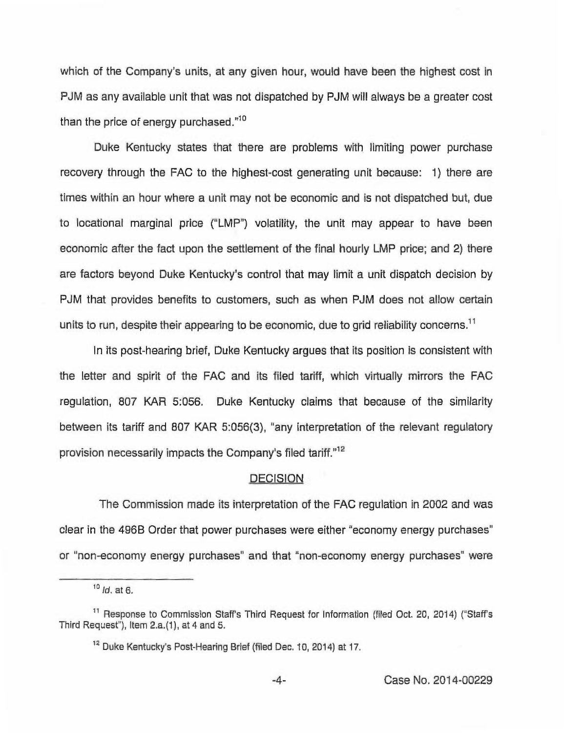which of the Company's units, at any given hour, would have been the highest cost in PJM as any available unit that was not dispatched by PJM will always be a greater cost than the price of energy purchased."[10]

Duke Kentucky states that there are problems with limiting power purchase recovery through the FAC to the highest-cost generating unit because: 1) there are times within an hour where a unit may not be economic and is not dispatched but, due to locational marginal price ("LMP") volatility, the unit may appear to have been economic after the fact upon the settlement of the final hourly LMP price; and 2) there are factors beyond Duke Kentucky's control that may limit a unit dispatch decision by PJM that provides benefits to customers, such as when PJM does not allow certain units to run, despite their appearing to be economic, due to grid reliability concerns.[11]

In its post-hearing brief, Duke Kentucky argues that its position is consistent with the letter and spirit of the FAC and its filed tariff, which virtually mirrors the FAC regulation, 807 KAR 5:056. Duke Kentucky claims that because of the similarity between its tariff and 807 KAR 5:056(3), "any interpretation of the relevant regulatory provision necessarily impacts the Company's filed tariff."[12]

## DECISION

The Commission made its interpretation of the FAC regulation in 2002 and was clear in the 496B Order that power purchases were either "economy energy purchases" or "non-economy energy purchases" and that "non-economy energy purchases" were

---

[10] *Id.* at 6.

[11] Response to Commission Staff's Third Request for Information (filed Oct. 20, 2014) ("Staff's Third Request"), Item 2.a.(1), at 4 and 5.

[12] Duke Kentucky's Post-Hearing Brief (filed Dec. 10, 2014) at 17.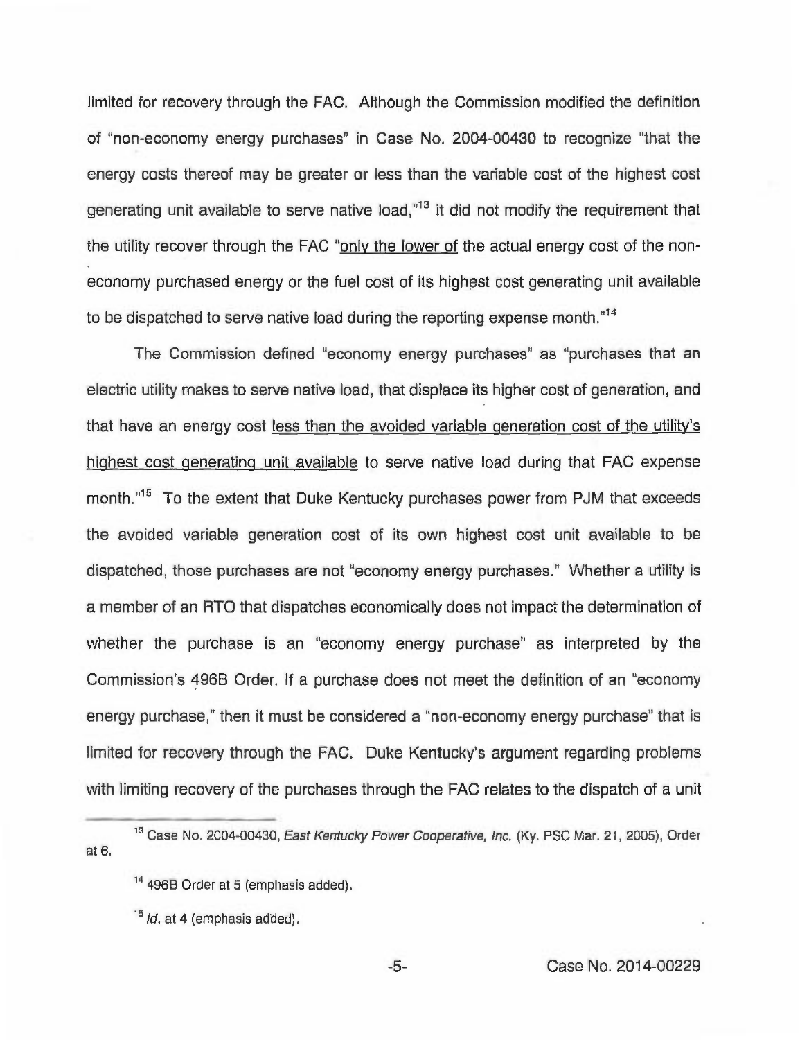limited for recovery through the FAC. Although the Commission modified the definition of "non-economy energy purchases" in Case No. 2004-00430 to recognize "that the energy costs thereof may be greater or less than the variable cost of the highest cost generating unit available to serve native load,"[13] it did not modify the requirement that the utility recover through the FAC "<u>only the lower of</u> the actual energy cost of the non-economy purchased energy or the fuel cost of its highest cost generating unit available to be dispatched to serve native load during the reporting expense month."[14]

The Commission defined "economy energy purchases" as "purchases that an electric utility makes to serve native load, that displace its higher cost of generation, and that have an energy cost <u>less than the avoided variable generation cost of the utility's highest cost generating unit available</u> to serve native load during that FAC expense month."[15] To the extent that Duke Kentucky purchases power from PJM that exceeds the avoided variable generation cost of its own highest cost unit available to be dispatched, those purchases are not "economy energy purchases." Whether a utility is a member of an RTO that dispatches economically does not impact the determination of whether the purchase is an "economy energy purchase" as interpreted by the Commission's 496B Order. If a purchase does not meet the definition of an "economy energy purchase," then it must be considered a "non-economy energy purchase" that is limited for recovery through the FAC. Duke Kentucky's argument regarding problems with limiting recovery of the purchases through the FAC relates to the dispatch of a unit

---

[13] Case No. 2004-00430, *East Kentucky Power Cooperative, Inc.* (Ky. PSC Mar. 21, 2005), Order at 6.

[14] 496B Order at 5 (emphasis added).

[15] *Id.* at 4 (emphasis added).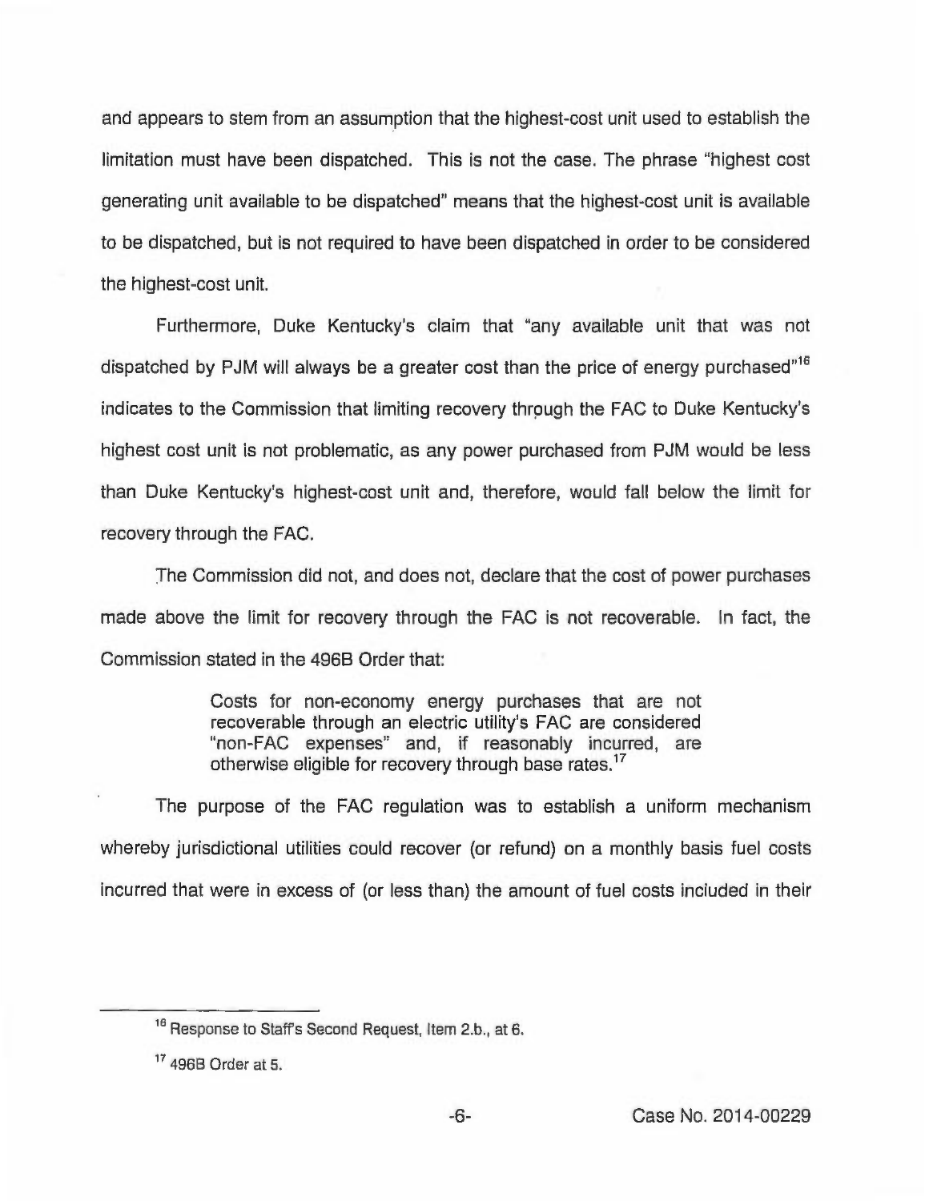and appears to stem from an assumption that the highest-cost unit used to establish the limitation must have been dispatched. This is not the case. The phrase "highest cost generating unit available to be dispatched" means that the highest-cost unit is available to be dispatched, but is not required to have been dispatched in order to be considered the highest-cost unit.

Furthermore, Duke Kentucky's claim that "any available unit that was not dispatched by PJM will always be a greater cost than the price of energy purchased"[16] indicates to the Commission that limiting recovery through the FAC to Duke Kentucky's highest cost unit is not problematic, as any power purchased from PJM would be less than Duke Kentucky's highest-cost unit and, therefore, would fall below the limit for recovery through the FAC.

The Commission did not, and does not, declare that the cost of power purchases made above the limit for recovery through the FAC is not recoverable. In fact, the Commission stated in the 496B Order that:

> Costs for non-economy energy purchases that are not recoverable through an electric utility's FAC are considered "non-FAC expenses" and, if reasonably incurred, are otherwise eligible for recovery through base rates.[17]

The purpose of the FAC regulation was to establish a uniform mechanism whereby jurisdictional utilities could recover (or refund) on a monthly basis fuel costs incurred that were in excess of (or less than) the amount of fuel costs included in their

---

[16] Response to Staff's Second Request, Item 2.b., at 6.

[17] 496B Order at 5.

Case No. 2014-00229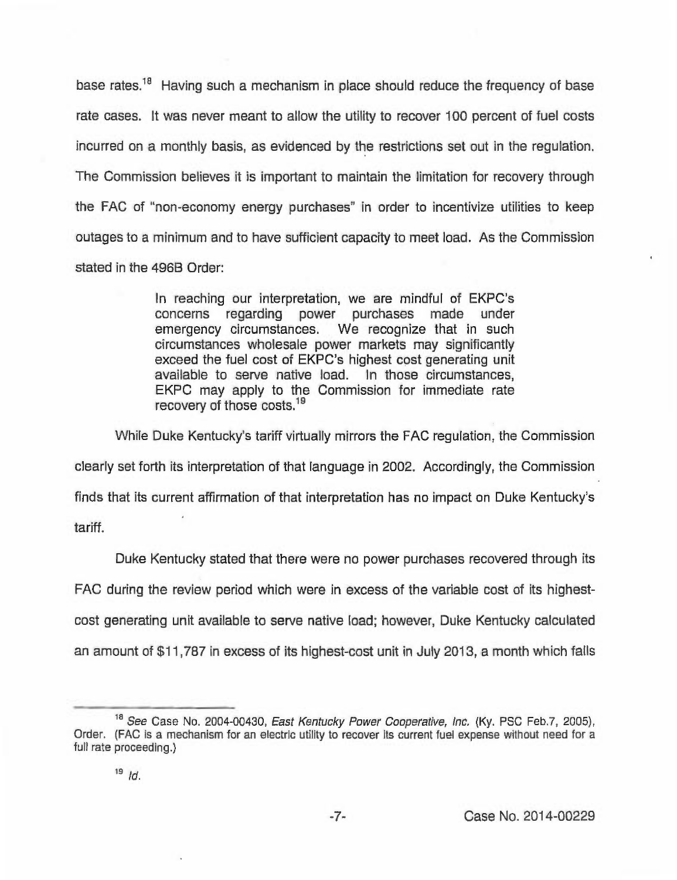base rates.[18] Having such a mechanism in place should reduce the frequency of base rate cases. It was never meant to allow the utility to recover 100 percent of fuel costs incurred on a monthly basis, as evidenced by the restrictions set out in the regulation. The Commission believes it is important to maintain the limitation for recovery through the FAC of "non-economy energy purchases" in order to incentivize utilities to keep outages to a minimum and to have sufficient capacity to meet load. As the Commission stated in the 496B Order:

> In reaching our interpretation, we are mindful of EKPC's concerns regarding power purchases made under emergency circumstances. We recognize that in such circumstances wholesale power markets may significantly exceed the fuel cost of EKPC's highest cost generating unit available to serve native load. In those circumstances, EKPC may apply to the Commission for immediate rate recovery of those costs.[19]

While Duke Kentucky's tariff virtually mirrors the FAC regulation, the Commission clearly set forth its interpretation of that language in 2002. Accordingly, the Commission finds that its current affirmation of that interpretation has no impact on Duke Kentucky's tariff.

Duke Kentucky stated that there were no power purchases recovered through its FAC during the review period which were in excess of the variable cost of its highest-cost generating unit available to serve native load; however, Duke Kentucky calculated an amount of $11,787 in excess of its highest-cost unit in July 2013, a month which falls

---

[18] *See* Case No. 2004-00430, *East Kentucky Power Cooperative, Inc.* (Ky. PSC Feb.7, 2005), Order. (FAC is a mechanism for an electric utility to recover its current fuel expense without need for a full rate proceeding.)

[19] *Id.*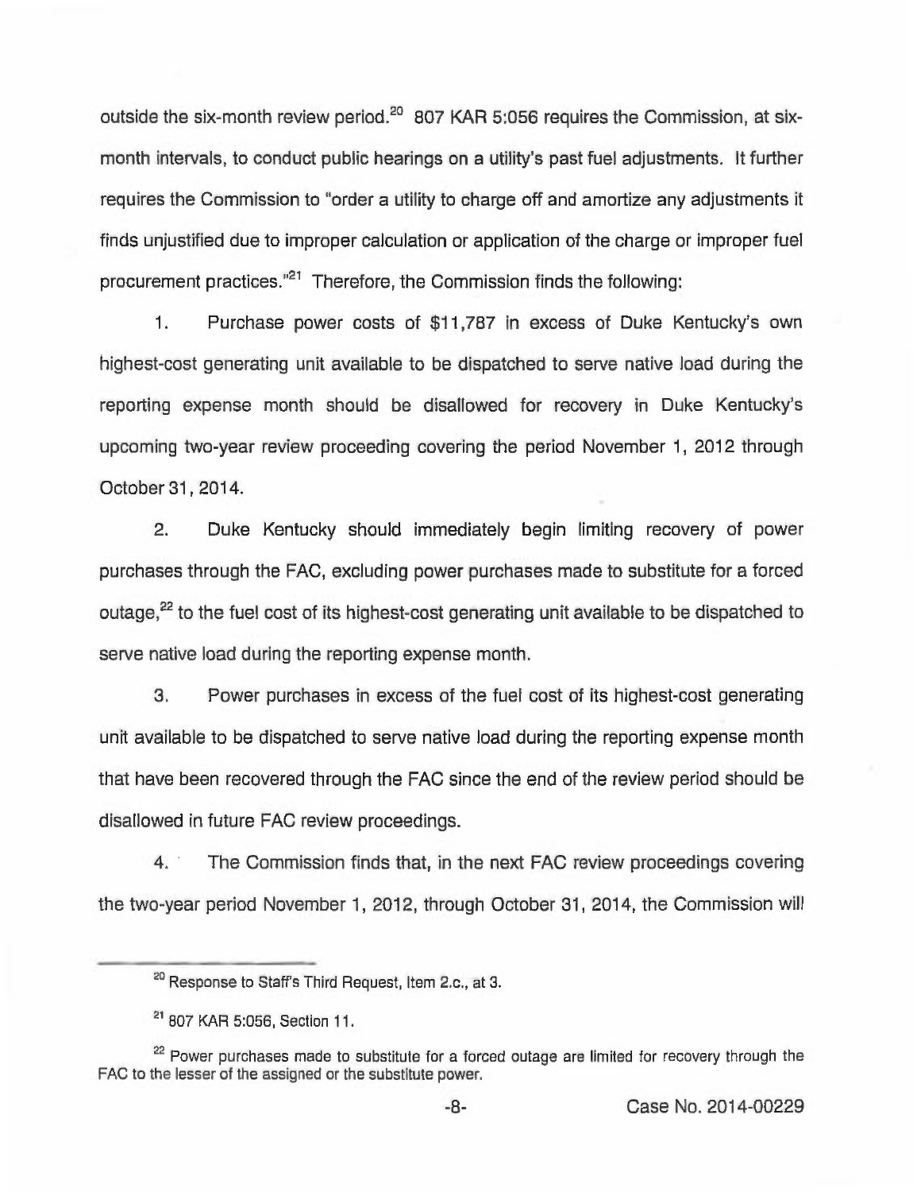outside the six-month review period.[20] 807 KAR 5:056 requires the Commission, at six-month intervals, to conduct public hearings on a utility's past fuel adjustments. It further requires the Commission to "order a utility to charge off and amortize any adjustments it finds unjustified due to improper calculation or application of the charge or improper fuel procurement practices."[21] Therefore, the Commission finds the following:

1. Purchase power costs of $11,787 in excess of Duke Kentucky's own highest-cost generating unit available to be dispatched to serve native load during the reporting expense month should be disallowed for recovery in Duke Kentucky's upcoming two-year review proceeding covering the period November 1, 2012 through October 31, 2014.

2. Duke Kentucky should immediately begin limiting recovery of power purchases through the FAC, excluding power purchases made to substitute for a forced outage,[22] to the fuel cost of its highest-cost generating unit available to be dispatched to serve native load during the reporting expense month.

3. Power purchases in excess of the fuel cost of its highest-cost generating unit available to be dispatched to serve native load during the reporting expense month that have been recovered through the FAC since the end of the review period should be disallowed in future FAC review proceedings.

4. The Commission finds that, in the next FAC review proceedings covering the two-year period November 1, 2012, through October 31, 2014, the Commission will

---

[20] Response to Staff's Third Request, Item 2.c., at 3.

[21] 807 KAR 5:056, Section 11.

[22] Power purchases made to substitute for a forced outage are limited for recovery through the FAC to the lesser of the assigned or the substitute power.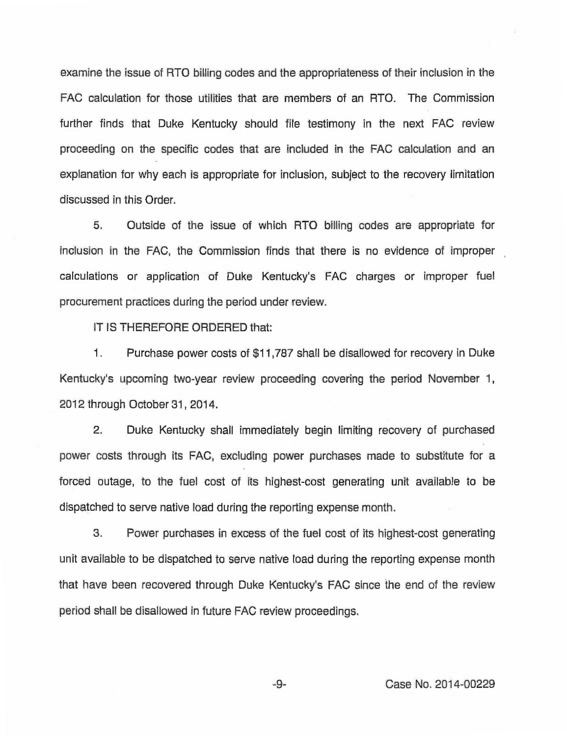examine the issue of RTO billing codes and the appropriateness of their inclusion in the FAC calculation for those utilities that are members of an RTO. The Commission further finds that Duke Kentucky should file testimony in the next FAC review proceeding on the specific codes that are included in the FAC calculation and an explanation for why each is appropriate for inclusion, subject to the recovery limitation discussed in this Order.

5. Outside of the issue of which RTO billing codes are appropriate for inclusion in the FAC, the Commission finds that there is no evidence of improper calculations or application of Duke Kentucky's FAC charges or improper fuel procurement practices during the period under review.

IT IS THEREFORE ORDERED that:

1. Purchase power costs of $11,787 shall be disallowed for recovery in Duke Kentucky's upcoming two-year review proceeding covering the period November 1, 2012 through October 31, 2014.

2. Duke Kentucky shall immediately begin limiting recovery of purchased power costs through its FAC, excluding power purchases made to substitute for a forced outage, to the fuel cost of its highest-cost generating unit available to be dispatched to serve native load during the reporting expense month.

3. Power purchases in excess of the fuel cost of its highest-cost generating unit available to be dispatched to serve native load during the reporting expense month that have been recovered through Duke Kentucky's FAC since the end of the review period shall be disallowed in future FAC review proceedings.

Case No. 2014-00229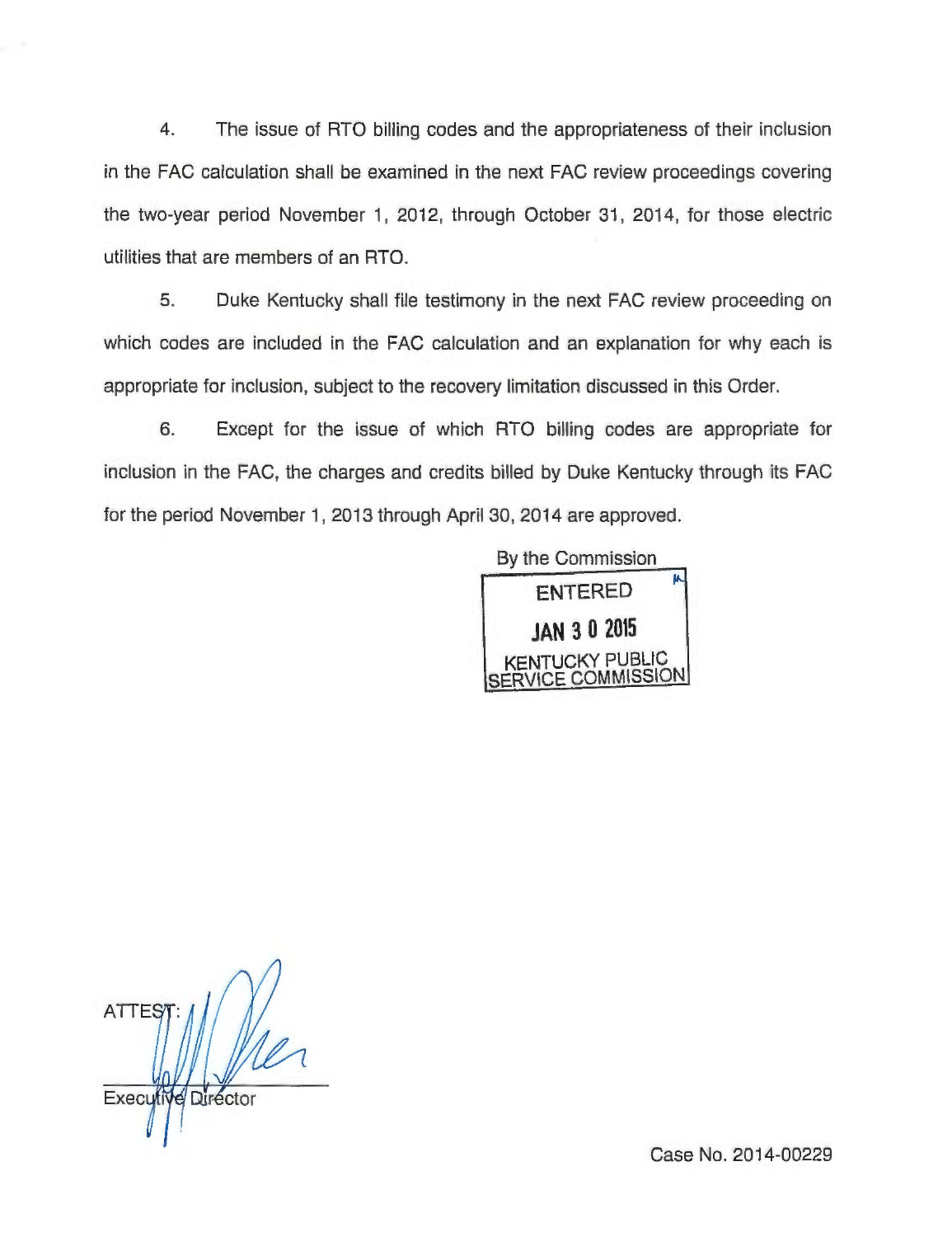4. The issue of RTO billing codes and the appropriateness of their inclusion in the FAC calculation shall be examined in the next FAC review proceedings covering the two-year period November 1, 2012, through October 31, 2014, for those electric utilities that are members of an RTO.

5. Duke Kentucky shall file testimony in the next FAC review proceeding on which codes are included in the FAC calculation and an explanation for why each is appropriate for inclusion, subject to the recovery limitation discussed in this Order.

6. Except for the issue of which RTO billing codes are appropriate for inclusion in the FAC, the charges and credits billed by Duke Kentucky through its FAC for the period November 1, 2013 through April 30, 2014 are approved.

By the Commission

ENTERED
JAN 30 2015
KENTUCKY PUBLIC SERVICE COMMISSION

ATTEST:

Executive Director

Case No. 2014-00229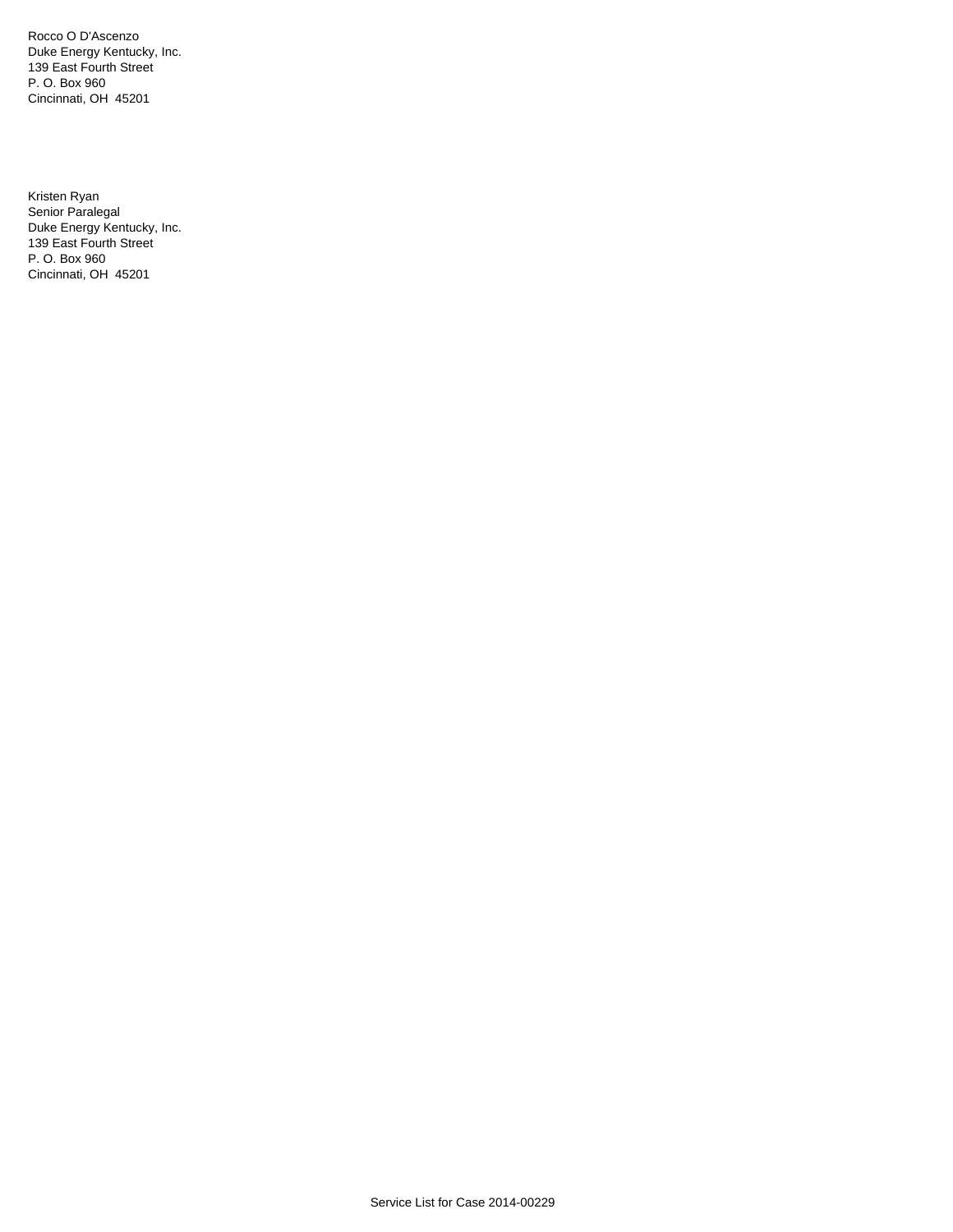Rocco O D'Ascenzo
Duke Energy Kentucky, Inc.
139 East Fourth Street
P. O. Box 960
Cincinnati, OH 45201

Kristen Ryan
Senior Paralegal
Duke Energy Kentucky, Inc.
139 East Fourth Street
P. O. Box 960
Cincinnati, OH 45201